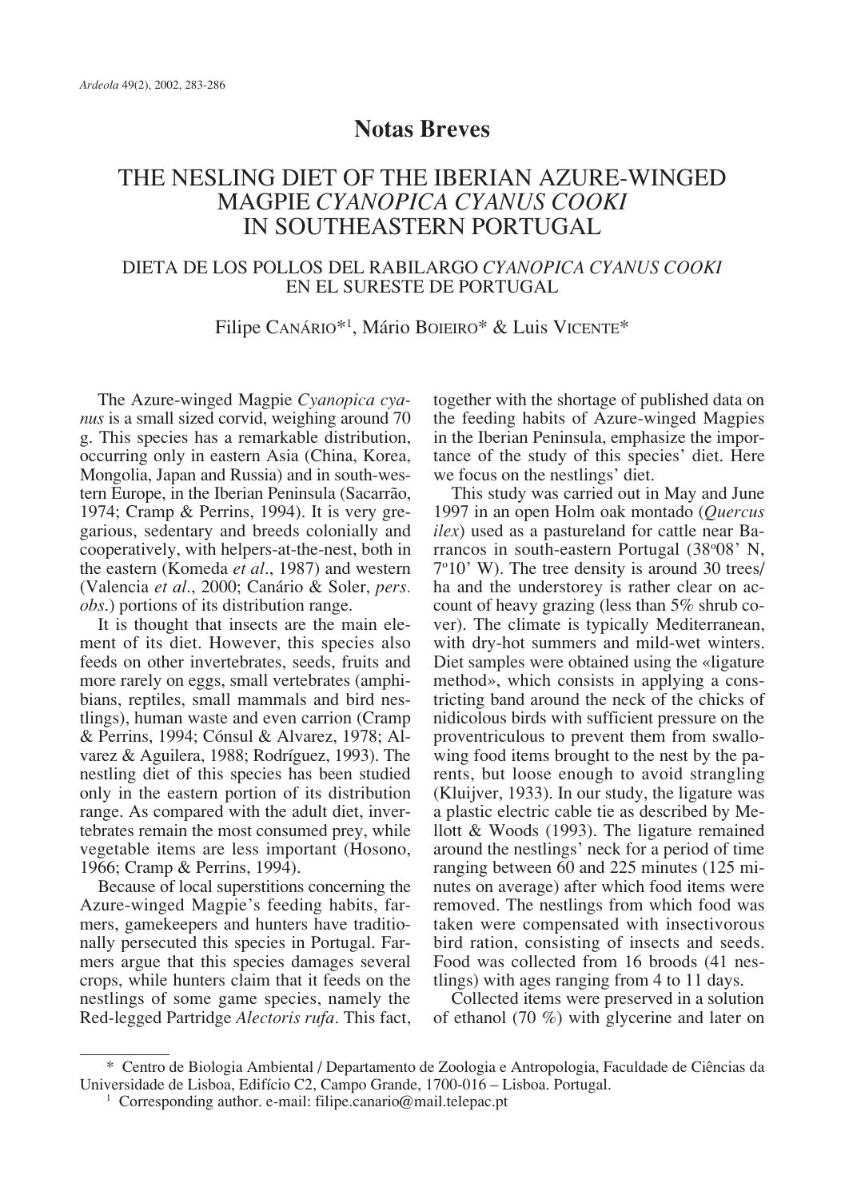## Notas Breves

# THE NESLING DIET OF THE IBERIAN AZURE-WINGED MAGPIE *CYANOPICA CYANUS COOKI* IN SOUTHEASTERN PORTUGAL

## DIETA DE LOS POLLOS DEL RABILARGO *CYANOPICA CYANUS COOKI* EN EL SURESTE DE PORTUGAL

Filipe Canário*[1], Mário Boieiro* & Luis Vicente*

The Azure-winged Magpie *Cyanopica cyanus* is a small sized corvid, weighing around 70 g. This species has a remarkable distribution, occurring only in eastern Asia (China, Korea, Mongolia, Japan and Russia) and in south-western Europe, in the Iberian Peninsula (Sacarrão, 1974; Cramp & Perrins, 1994). It is very gregarious, sedentary and breeds colonially and cooperatively, with helpers-at-the-nest, both in the eastern (Komeda *et al*., 1987) and western (Valencia *et al*., 2000; Canário & Soler, *pers. obs*.) portions of its distribution range.

It is thought that insects are the main element of its diet. However, this species also feeds on other invertebrates, seeds, fruits and more rarely on eggs, small vertebrates (amphibians, reptiles, small mammals and bird nestlings), human waste and even carrion (Cramp & Perrins, 1994; Cónsul & Alvarez, 1978; Alvarez & Aguilera, 1988; Rodríguez, 1993). The nestling diet of this species has been studied only in the eastern portion of its distribution range. As compared with the adult diet, invertebrates remain the most consumed prey, while vegetable items are less important (Hosono, 1966; Cramp & Perrins, 1994).

Because of local superstitions concerning the Azure-winged Magpie's feeding habits, farmers, gamekeepers and hunters have traditionally persecuted this species in Portugal. Farmers argue that this species damages several crops, while hunters claim that it feeds on the nestlings of some game species, namely the Red-legged Partridge *Alectoris rufa*. This fact, together with the shortage of published data on the feeding habits of Azure-winged Magpies in the Iberian Peninsula, emphasize the importance of the study of this species' diet. Here we focus on the nestlings' diet.

This study was carried out in May and June 1997 in an open Holm oak montado (*Quercus ilex*) used as a pastureland for cattle near Barrancos in south-eastern Portugal (38°08' N, 7°10' W). The tree density is around 30 trees/ha and the understorey is rather clear on account of heavy grazing (less than 5% shrub cover). The climate is typically Mediterranean, with dry-hot summers and mild-wet winters. Diet samples were obtained using the «ligature method», which consists in applying a constricting band around the neck of the chicks of nidicolous birds with sufficient pressure on the proventriculous to prevent them from swallowing food items brought to the nest by the parents, but loose enough to avoid strangling (Kluijver, 1933). In our study, the ligature was a plastic electric cable tie as described by Mellott & Woods (1993). The ligature remained around the nestlings' neck for a period of time ranging between 60 and 225 minutes (125 minutes on average) after which food items were removed. The nestlings from which food was taken were compensated with insectivorous bird ration, consisting of insects and seeds. Food was collected from 16 broods (41 nestlings) with ages ranging from 4 to 11 days.

Collected items were preserved in a solution of ethanol (70 %) with glycerine and later on

---

\* Centro de Biologia Ambiental / Departamento de Zoologia e Antropologia, Faculdade de Ciências da Universidade de Lisboa, Edifício C2, Campo Grande, 1700-016 – Lisboa. Portugal.

[1] Corresponding author. e-mail: filipe.canario@mail.telepac.pt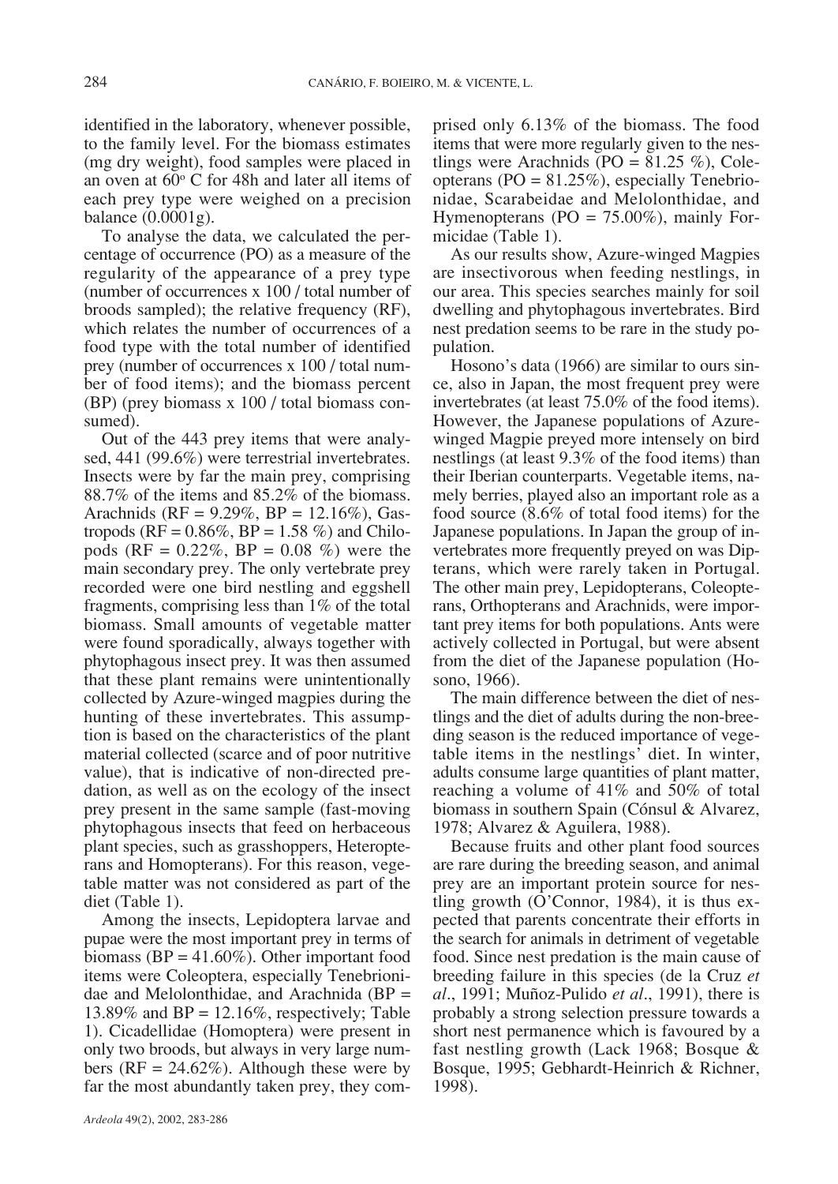identified in the laboratory, whenever possible, to the family level. For the biomass estimates (mg dry weight), food samples were placed in an oven at 60º C for 48h and later all items of each prey type were weighed on a precision balance (0.0001g).

To analyse the data, we calculated the percentage of occurrence (PO) as a measure of the regularity of the appearance of a prey type (number of occurrences x 100 / total number of broods sampled); the relative frequency (RF), which relates the number of occurrences of a food type with the total number of identified prey (number of occurrences x 100 / total number of food items); and the biomass percent (BP) (prey biomass x 100 / total biomass consumed).

Out of the 443 prey items that were analysed, 441 (99.6%) were terrestrial invertebrates. Insects were by far the main prey, comprising 88.7% of the items and 85.2% of the biomass. Arachnids (RF = 9.29%, BP = 12.16%), Gastropods (RF = 0.86%, BP = 1.58 %) and Chilopods (RF = 0.22%, BP = 0.08 %) were the main secondary prey. The only vertebrate prey recorded were one bird nestling and eggshell fragments, comprising less than 1% of the total biomass. Small amounts of vegetable matter were found sporadically, always together with phytophagous insect prey. It was then assumed that these plant remains were unintentionally collected by Azure-winged magpies during the hunting of these invertebrates. This assumption is based on the characteristics of the plant material collected (scarce and of poor nutritive value), that is indicative of non-directed predation, as well as on the ecology of the insect prey present in the same sample (fast-moving phytophagous insects that feed on herbaceous plant species, such as grasshoppers, Heteropterans and Homopterans). For this reason, vegetable matter was not considered as part of the diet (Table 1).

Among the insects, Lepidoptera larvae and pupae were the most important prey in terms of biomass (BP = 41.60%). Other important food items were Coleoptera, especially Tenebrionidae and Melolonthidae, and Arachnida (BP = 13.89% and BP = 12.16%, respectively; Table 1). Cicadellidae (Homoptera) were present in only two broods, but always in very large numbers (RF = 24.62%). Although these were by far the most abundantly taken prey, they comprised only 6.13% of the biomass. The food items that were more regularly given to the nestlings were Arachnids (PO = 81.25 %), Coleopterans (PO = 81.25%), especially Tenebrionidae, Scarabeidae and Melolonthidae, and Hymenopterans (PO = 75.00%), mainly Formicidae (Table 1).

As our results show, Azure-winged Magpies are insectivorous when feeding nestlings, in our area. This species searches mainly for soil dwelling and phytophagous invertebrates. Bird nest predation seems to be rare in the study population.

Hosono's data (1966) are similar to ours since, also in Japan, the most frequent prey were invertebrates (at least 75.0% of the food items). However, the Japanese populations of Azure-winged Magpie preyed more intensely on bird nestlings (at least 9.3% of the food items) than their Iberian counterparts. Vegetable items, namely berries, played also an important role as a food source (8.6% of total food items) for the Japanese populations. In Japan the group of invertebrates more frequently preyed on was Dipterans, which were rarely taken in Portugal. The other main prey, Lepidopterans, Coleopterans, Orthopterans and Arachnids, were important prey items for both populations. Ants were actively collected in Portugal, but were absent from the diet of the Japanese population (Hosono, 1966).

The main difference between the diet of nestlings and the diet of adults during the non-breeding season is the reduced importance of vegetable items in the nestlings' diet. In winter, adults consume large quantities of plant matter, reaching a volume of 41% and 50% of total biomass in southern Spain (Cónsul & Alvarez, 1978; Alvarez & Aguilera, 1988).

Because fruits and other plant food sources are rare during the breeding season, and animal prey are an important protein source for nestling growth (O'Connor, 1984), it is thus expected that parents concentrate their efforts in the search for animals in detriment of vegetable food. Since nest predation is the main cause of breeding failure in this species (de la Cruz *et al*., 1991; Muñoz-Pulido *et al*., 1991), there is probably a strong selection pressure towards a short nest permanence which is favoured by a fast nestling growth (Lack 1968; Bosque & Bosque, 1995; Gebhardt-Heinrich & Richner, 1998).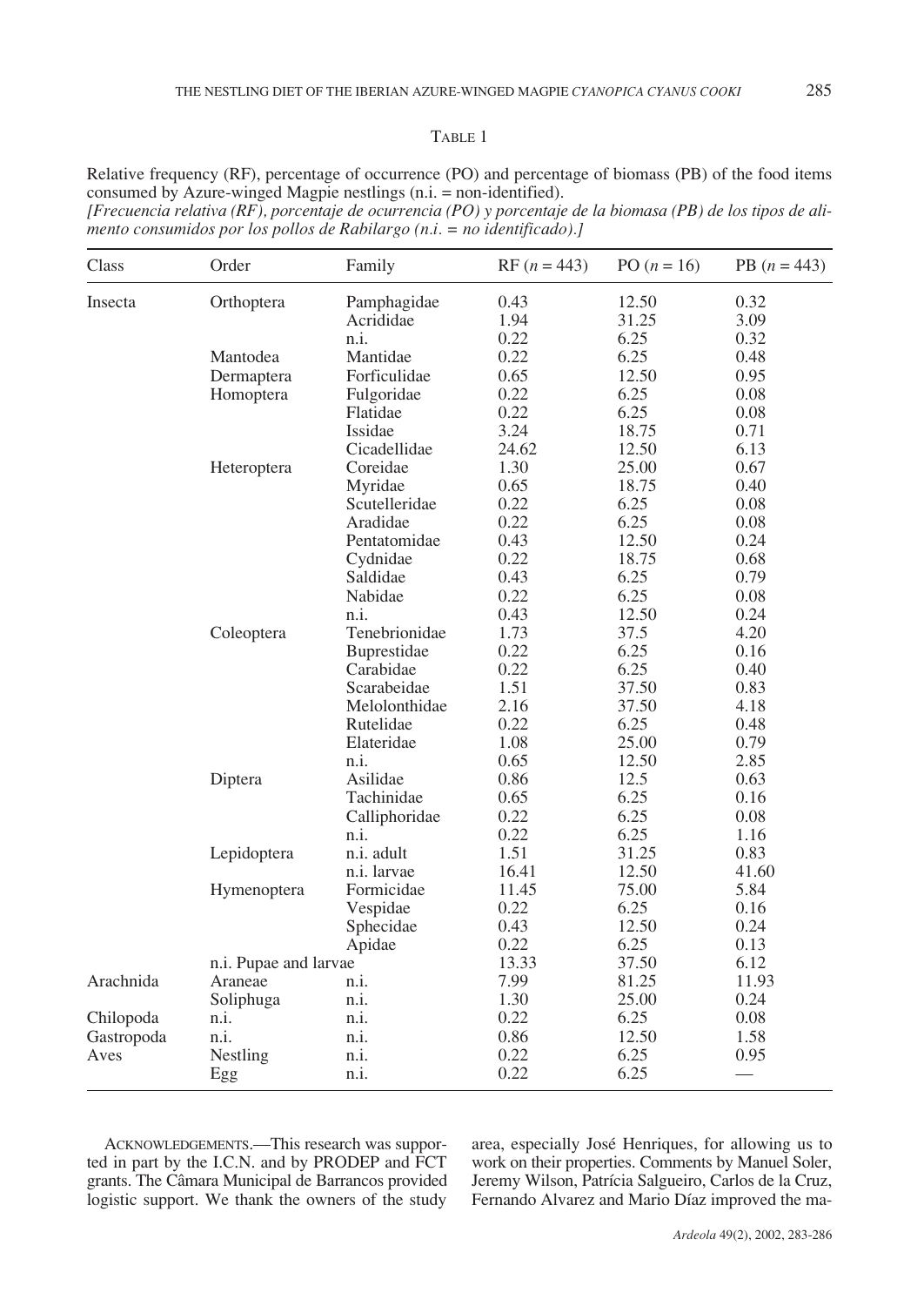TABLE 1

Relative frequency (RF), percentage of occurrence (PO) and percentage of biomass (PB) of the food items consumed by Azure-winged Magpie nestlings (n.i. = non-identified).
*[Frecuencia relativa (RF), porcentaje de ocurrencia (PO) y porcentaje de la biomasa (PB) de los tipos de alimento consumidos por los pollos de Rabilargo (n.i. = no identificado).]*

| Class | Order | Family | RF ($n$ = 443) | PO ($n$ = 16) | PB ($n$ = 443) |
|---|---|---|---|---|---|
| Insecta | Orthoptera | Pamphagidae | 0.43 | 12.50 | 0.32 |
| | | Acrididae | 1.94 | 31.25 | 3.09 |
| | | n.i. | 0.22 | 6.25 | 0.32 |
| | Mantodea | Mantidae | 0.22 | 6.25 | 0.48 |
| | Dermaptera | Forficulidae | 0.65 | 12.50 | 0.95 |
| | Homoptera | Fulgoridae | 0.22 | 6.25 | 0.08 |
| | | Flatidae | 0.22 | 6.25 | 0.08 |
| | | Issidae | 3.24 | 18.75 | 0.71 |
| | | Cicadellidae | 24.62 | 12.50 | 6.13 |
| | Heteroptera | Coreidae | 1.30 | 25.00 | 0.67 |
| | | Myridae | 0.65 | 18.75 | 0.40 |
| | | Scutelleridae | 0.22 | 6.25 | 0.08 |
| | | Aradidae | 0.22 | 6.25 | 0.08 |
| | | Pentatomidae | 0.43 | 12.50 | 0.24 |
| | | Cydnidae | 0.22 | 18.75 | 0.68 |
| | | Saldidae | 0.43 | 6.25 | 0.79 |
| | | Nabidae | 0.22 | 6.25 | 0.08 |
| | | n.i. | 0.43 | 12.50 | 0.24 |
| | Coleoptera | Tenebrionidae | 1.73 | 37.5 | 4.20 |
| | | Buprestidae | 0.22 | 6.25 | 0.16 |
| | | Carabidae | 0.22 | 6.25 | 0.40 |
| | | Scarabeidae | 1.51 | 37.50 | 0.83 |
| | | Melolonthidae | 2.16 | 37.50 | 4.18 |
| | | Rutelidae | 0.22 | 6.25 | 0.48 |
| | | Elateridae | 1.08 | 25.00 | 0.79 |
| | | n.i. | 0.65 | 12.50 | 2.85 |
| | Diptera | Asilidae | 0.86 | 12.5 | 0.63 |
| | | Tachinidae | 0.65 | 6.25 | 0.16 |
| | | Calliphoridae | 0.22 | 6.25 | 0.08 |
| | | n.i. | 0.22 | 6.25 | 1.16 |
| | Lepidoptera | n.i. adult | 1.51 | 31.25 | 0.83 |
| | | n.i. larvae | 16.41 | 12.50 | 41.60 |
| | Hymenoptera | Formicidae | 11.45 | 75.00 | 5.84 |
| | | Vespidae | 0.22 | 6.25 | 0.16 |
| | | Sphecidae | 0.43 | 12.50 | 0.24 |
| | | Apidae | 0.22 | 6.25 | 0.13 |
| | n.i. Pupae and larvae | | 13.33 | 37.50 | 6.12 |
| Arachnida | Araneae | n.i. | 7.99 | 81.25 | 11.93 |
| | Soliphuga | n.i. | 1.30 | 25.00 | 0.24 |
| Chilopoda | n.i. | n.i. | 0.22 | 6.25 | 0.08 |
| Gastropoda | n.i. | n.i. | 0.86 | 12.50 | 1.58 |
| Aves | Nestling | n.i. | 0.22 | 6.25 | 0.95 |
| | Egg | n.i. | 0.22 | 6.25 | — |

ACKNOWLEDGEMENTS.—This research was supported in part by the I.C.N. and by PRODEP and FCT grants. The Câmara Municipal de Barrancos provided logistic support. We thank the owners of the study area, especially José Henriques, for allowing us to work on their properties. Comments by Manuel Soler, Jeremy Wilson, Patrícia Salgueiro, Carlos de la Cruz, Fernando Alvarez and Mario Díaz improved the ma-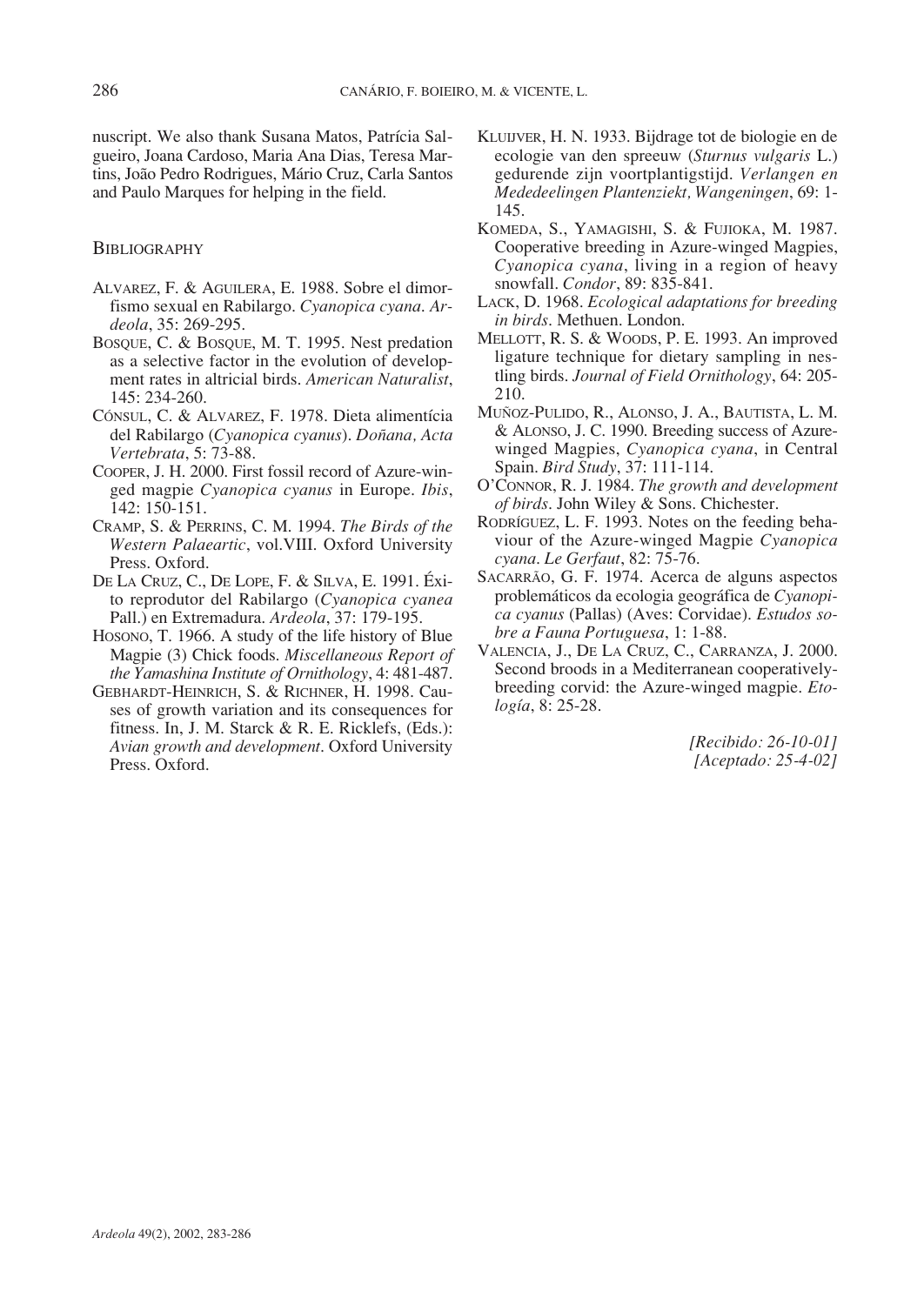nuscript. We also thank Susana Matos, Patrícia Salgueiro, Joana Cardoso, Maria Ana Dias, Teresa Martins, João Pedro Rodrigues, Mário Cruz, Carla Santos and Paulo Marques for helping in the field.

## BIBLIOGRAPHY

ALVAREZ, F. & AGUILERA, E. 1988. Sobre el dimorfismo sexual en Rabilargo. *Cyanopica cyana*. *Ardeola*, 35: 269-295.

BOSQUE, C. & BOSQUE, M. T. 1995. Nest predation as a selective factor in the evolution of development rates in altricial birds. *American Naturalist*, 145: 234-260.

CÓNSUL, C. & ALVAREZ, F. 1978. Dieta alimentícia del Rabilargo (*Cyanopica cyanus*). *Doñana, Acta Vertebrata*, 5: 73-88.

COOPER, J. H. 2000. First fossil record of Azure-winged magpie *Cyanopica cyanus* in Europe. *Ibis*, 142: 150-151.

CRAMP, S. & PERRINS, C. M. 1994. *The Birds of the Western Palaeartic*, vol.VIII. Oxford University Press. Oxford.

DE LA CRUZ, C., DE LOPE, F. & SILVA, E. 1991. Éxito reprodutor del Rabilargo (*Cyanopica cyanea* Pall.) en Extremadura. *Ardeola*, 37: 179-195.

HOSONO, T. 1966. A study of the life history of Blue Magpie (3) Chick foods. *Miscellaneous Report of the Yamashina Institute of Ornithology*, 4: 481-487.

GEBHARDT-HEINRICH, S. & RICHNER, H. 1998. Causes of growth variation and its consequences for fitness. In, J. M. Starck & R. E. Ricklefs, (Eds.): *Avian growth and development*. Oxford University Press. Oxford.

KLUIJVER, H. N. 1933. Bijdrage tot de biologie en de ecologie van den spreeuw (*Sturnus vulgaris* L.) gedurende zijn voortplantigstijd. *Verlangen en Mededeelingen Plantenziekt, Wangeningen*, 69: 1-145.

KOMEDA, S., YAMAGISHI, S. & FUJIOKA, M. 1987. Cooperative breeding in Azure-winged Magpies, *Cyanopica cyana*, living in a region of heavy snowfall. *Condor*, 89: 835-841.

LACK, D. 1968. *Ecological adaptations for breeding in birds*. Methuen. London.

MELLOTT, R. S. & WOODS, P. E. 1993. An improved ligature technique for dietary sampling in nestling birds. *Journal of Field Ornithology*, 64: 205-210.

MUÑOZ-PULIDO, R., ALONSO, J. A., BAUTISTA, L. M. & ALONSO, J. C. 1990. Breeding success of Azure-winged Magpies, *Cyanopica cyana*, in Central Spain. *Bird Study*, 37: 111-114.

O'CONNOR, R. J. 1984. *The growth and development of birds*. John Wiley & Sons. Chichester.

RODRÍGUEZ, L. F. 1993. Notes on the feeding behaviour of the Azure-winged Magpie *Cyanopica cyana*. *Le Gerfaut*, 82: 75-76.

SACARRÃO, G. F. 1974. Acerca de alguns aspectos problemáticos da ecologia geográfica de *Cyanopica cyanus* (Pallas) (Aves: Corvidae). *Estudos sobre a Fauna Portuguesa*, 1: 1-88.

VALENCIA, J., DE LA CRUZ, C., CARRANZA, J. 2000. Second broods in a Mediterranean cooperatively-breeding corvid: the Azure-winged magpie. *Etología*, 8: 25-28.

*[Recibido: 26-10-01]*
*[Aceptado: 25-4-02]*